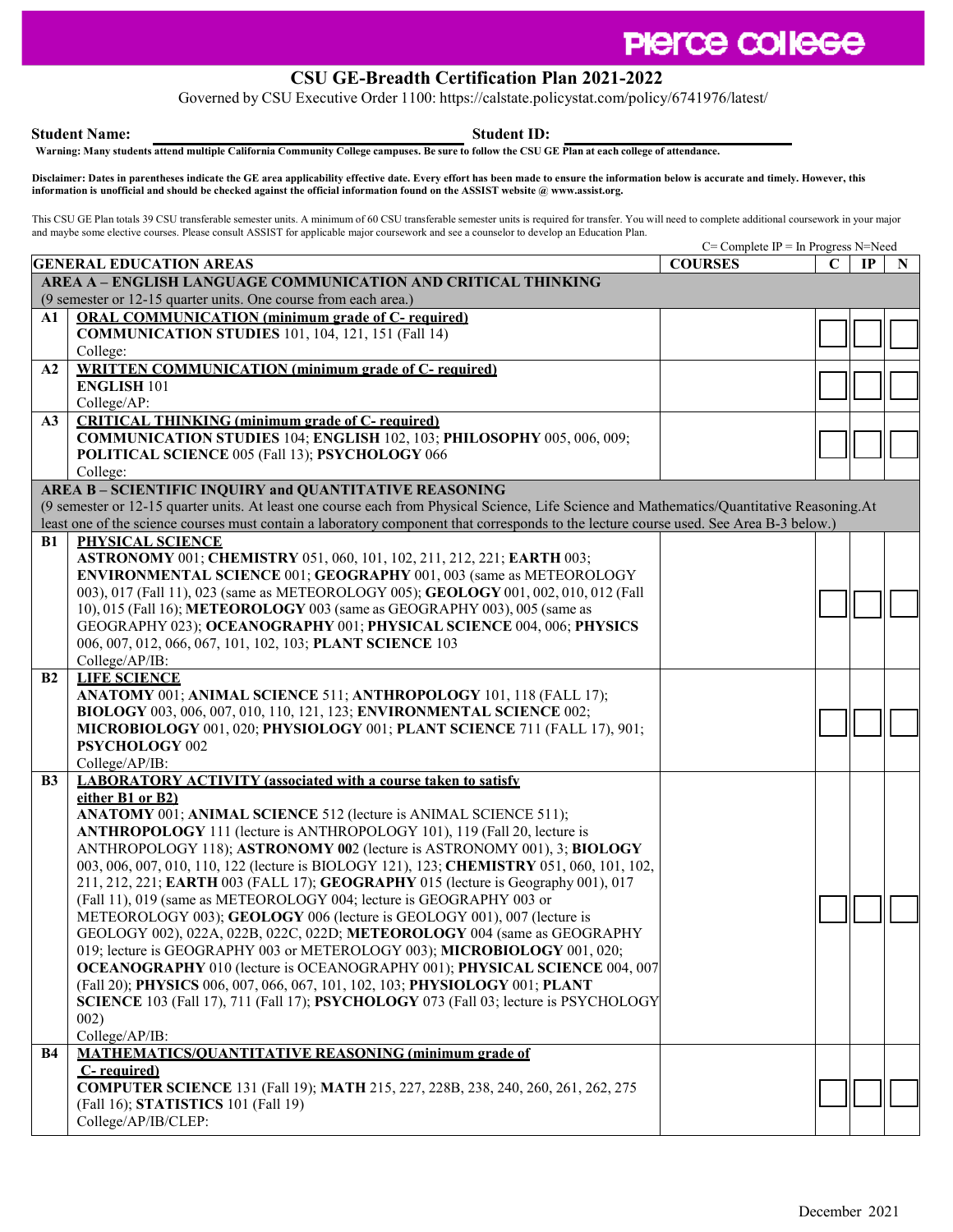# CSU GE-Breadth Certification Plan 2021-2022

Governed by CSU Executive Order 1100: https://calstate.policystat.com/policy/6741976/latest/

**Student Name:** ______________________ **Student ID:** ______________________

**Warning: Many students attend multiple California Community College campuses. Be sure to follow the CSU GE Plan at each college of attendance.**

**Disclaimer: Dates in parentheses indicate the GE area applicability effective date. Every effort has been made to ensure the information below is accurate and timely. However, this information is unofficial and should be checked against the official information found on the ASSIST website @ www.assist.org.**

This CSU GE Plan totals 39 CSU transferable semester units. A minimum of 60 CSU transferable semester units is required for transfer. You will need to complete additional coursework in your major and maybe some elective courses. Please consult ASSIST for applicable major coursework and see a counselor to develop an Education Plan.

C= Complete IP = In Progress N=Need

| | GENERAL EDUCATION AREAS | COURSES | C | IP | N |
|---|---|---|---|---|---|
| | **AREA A – ENGLISH LANGUAGE COMMUNICATION AND CRITICAL THINKING** (9 semester or 12-15 quarter units. One course from each area.) | | | | |
| **A1** | **ORAL COMMUNICATION (minimum grade of C- required)** **COMMUNICATION STUDIES** 101, 104, 121, 151 (Fall 14) College: | | | | |
| **A2** | **WRITTEN COMMUNICATION (minimum grade of C- required)** **ENGLISH** 101 College/AP: | | | | |
| **A3** | **CRITICAL THINKING (minimum grade of C- required)** **COMMUNICATION STUDIES** 104; **ENGLISH** 102, 103; **PHILOSOPHY** 005, 006, 009; **POLITICAL SCIENCE** 005 (Fall 13); **PSYCHOLOGY** 066 College: | | | | |
| | **AREA B – SCIENTIFIC INQUIRY and QUANTITATIVE REASONING** (9 semester or 12-15 quarter units. At least one course each from Physical Science, Life Science and Mathematics/Quantitative Reasoning.At least one of the science courses must contain a laboratory component that corresponds to the lecture course used. See Area B-3 below.) | | | | |
| **B1** | **PHYSICAL SCIENCE** **ASTRONOMY** 001; **CHEMISTRY** 051, 060, 101, 102, 211, 212, 221; **EARTH** 003; **ENVIRONMENTAL SCIENCE** 001; **GEOGRAPHY** 001, 003 (same as METEOROLOGY 003), 017 (Fall 11), 023 (same as METEOROLOGY 005); **GEOLOGY** 001, 002, 010, 012 (Fall 10), 015 (Fall 16); **METEOROLOGY** 003 (same as GEOGRAPHY 003), 005 (same as GEOGRAPHY 023); **OCEANOGRAPHY** 001; **PHYSICAL SCIENCE** 004, 006; **PHYSICS** 006, 007, 012, 066, 067, 101, 102, 103; **PLANT SCIENCE** 103 College/AP/IB: | | | | |
| **B2** | **LIFE SCIENCE** **ANATOMY** 001; **ANIMAL SCIENCE** 511; **ANTHROPOLOGY** 101, 118 (FALL 17); **BIOLOGY** 003, 006, 007, 010, 110, 121, 123; **ENVIRONMENTAL SCIENCE** 002; **MICROBIOLOGY** 001, 020; **PHYSIOLOGY** 001; **PLANT SCIENCE** 711 (FALL 17), 901; **PSYCHOLOGY** 002 College/AP/IB: | | | | |
| **B3** | **LABORATORY ACTIVITY (associated with a course taken to satisfy either B1 or B2)** **ANATOMY** 001; **ANIMAL SCIENCE** 512 (lecture is ANIMAL SCIENCE 511); **ANTHROPOLOGY** 111 (lecture is ANTHROPOLOGY 101), 119 (Fall 20, lecture is ANTHROPOLOGY 118); **ASTRONOMY 00**2 (lecture is ASTRONOMY 001), 3; **BIOLOGY** 003, 006, 007, 010, 110, 122 (lecture is BIOLOGY 121), 123; **CHEMISTRY** 051, 060, 101, 102, 211, 212, 221; **EARTH** 003 (FALL 17); **GEOGRAPHY** 015 (lecture is Geography 001), 017 (Fall 11), 019 (same as METEOROLOGY 004; lecture is GEOGRAPHY 003 or METEOROLOGY 003); **GEOLOGY** 006 (lecture is GEOLOGY 001), 007 (lecture is GEOLOGY 002), 022A, 022B, 022C, 022D; **METEOROLOGY** 004 (same as GEOGRAPHY 019; lecture is GEOGRAPHY 003 or METEROLOGY 003); **MICROBIOLOGY** 001, 020; **OCEANOGRAPHY** 010 (lecture is OCEANOGRAPHY 001); **PHYSICAL SCIENCE** 004, 007 (Fall 20); **PHYSICS** 006, 007, 066, 067, 101, 102, 103; **PHYSIOLOGY** 001; **PLANT SCIENCE** 103 (Fall 17), 711 (Fall 17); **PSYCHOLOGY** 073 (Fall 03; lecture is PSYCHOLOGY 002) College/AP/IB: | | | | |
| **B4** | **MATHEMATICS/QUANTITATIVE REASONING (minimum grade of C- required)** **COMPUTER SCIENCE** 131 (Fall 19); **MATH** 215, 227, 228B, 238, 240, 260, 261, 262, 275 (Fall 16); **STATISTICS** 101 (Fall 19) College/AP/IB/CLEP: | | | | |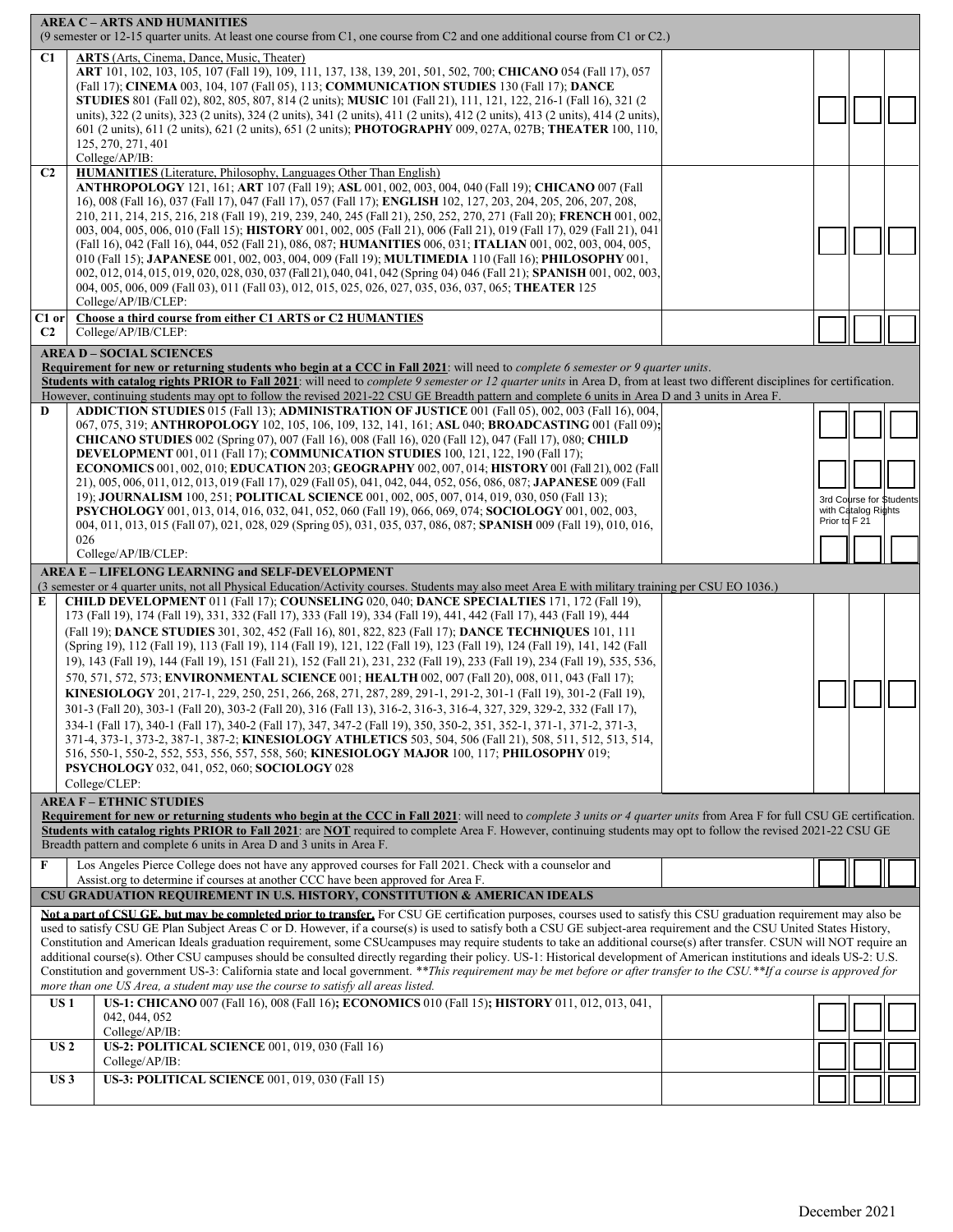| | | | |
|---|---|---|---|
| **AREA C – ARTS AND HUMANITIES** (9 semester or 12-15 quarter units. At least one course from C1, one course from C2 and one additional course from C1 or C2.) | | | |
| **C1** | **ARTS** (Arts, Cinema, Dance, Music, Theater) **ART** 101, 102, 103, 105, 107 (Fall 19), 109, 111, 137, 138, 139, 201, 501, 502, 700; **CHICANO** 054 (Fall 17), 057 (Fall 17); **CINEMA** 003, 104, 107 (Fall 05), 113; **COMMUNICATION STUDIES** 130 (Fall 17); **DANCE STUDIES** 801 (Fall 02), 802, 805, 807, 814 (2 units); **MUSIC** 101 (Fall 21), 111, 121, 122, 216-1 (Fall 16), 321 (2 units), 322 (2 units), 323 (2 units), 324 (2 units), 341 (2 units), 411 (2 units), 412 (2 units), 413 (2 units), 414 (2 units), 601 (2 units), 611 (2 units), 621 (2 units), 651 (2 units); **PHOTOGRAPHY** 009, 027A, 027B; **THEATER** 100, 110, 125, 270, 271, 401<br>College/AP/IB: | | |
| **C2** | **HUMANITIES** (Literature, Philosophy, Languages Other Than English) **ANTHROPOLOGY** 121, 161; **ART** 107 (Fall 19); **ASL** 001, 002, 003, 004, 040 (Fall 19); **CHICANO** 007 (Fall 16), 008 (Fall 16), 037 (Fall 17), 047 (Fall 17), 057 (Fall 17); **ENGLISH** 102, 127, 203, 204, 205, 206, 207, 208, 210, 211, 214, 215, 216, 218 (Fall 19), 219, 239, 240, 245 (Fall 21), 250, 252, 270, 271 (Fall 20); **FRENCH** 001, 002, 003, 004, 005, 006, 010 (Fall 15); **HISTORY** 001, 002, 005 (Fall 21), 006 (Fall 21), 019 (Fall 17), 029 (Fall 21), 041 (Fall 16), 042 (Fall 16), 044, 052 (Fall 21), 086, 087; **HUMANITIES** 006, 031; **ITALIAN** 001, 002, 003, 004, 005, 010 (Fall 15); **JAPANESE** 001, 002, 003, 004, 009 (Fall 19); **MULTIMEDIA** 110 (Fall 16); **PHILOSOPHY** 001, 002, 012, 014, 015, 019, 020, 028, 030, 037 (Fall 21), 040, 041, 042 (Spring 04) 046 (Fall 21); **SPANISH** 001, 002, 003, 004, 005, 006, 009 (Fall 03), 011 (Fall 03), 012, 015, 025, 026, 027, 035, 036, 037, 065; **THEATER** 125<br>College/AP/IB/CLEP: | | |
| **C1 or C2** | **Choose a third course from either C1 ARTS or C2 HUMANTIES**<br>College/AP/IB/CLEP: | | |
| **AREA D – SOCIAL SCIENCES** **Requirement for new or returning students who begin at a CCC in Fall 2021**: will need to *complete 6 semester or 9 quarter units*. **Students with catalog rights PRIOR to Fall 2021**: will need to *complete 9 semester or 12 quarter units* in Area D, from at least two different disciplines for certification. However, continuing students may opt to follow the revised 2021-22 CSU GE Breadth pattern and complete 6 units in Area D and 3 units in Area F. | | | |
| **D** | **ADDICTION STUDIES** 015 (Fall 13); **ADMINISTRATION OF JUSTICE** 001 (Fall 05), 002, 003 (Fall 16), 004, 067, 075, 319; **ANTHROPOLOGY** 102, 105, 106, 109, 132, 141, 161; **ASL** 040; **BROADCASTING** 001 (Fall 09); **CHICANO STUDIES** 002 (Spring 07), 007 (Fall 16), 008 (Fall 16), 020 (Fall 12), 047 (Fall 17), 080; **CHILD DEVELOPMENT** 001, 011 (Fall 17); **COMMUNICATION STUDIES** 100, 121, 122, 190 (Fall 17); **ECONOMICS** 001, 002, 010; **EDUCATION** 203; **GEOGRAPHY** 002, 007, 014; **HISTORY** 001 (Fall 21), 002 (Fall 21), 005, 006, 011, 012, 013, 019 (Fall 17), 029 (Fall 05), 041, 042, 044, 052, 056, 086, 087; **JAPANESE** 009 (Fall 19); **JOURNALISM** 100, 251; **POLITICAL SCIENCE** 001, 002, 005, 007, 014, 019, 030, 050 (Fall 13); **PSYCHOLOGY** 001, 013, 014, 016, 032, 041, 052, 060 (Fall 19), 066, 069, 074; **SOCIOLOGY** 001, 002, 003, 004, 011, 013, 015 (Fall 07), 021, 028, 029 (Spring 05), 031, 035, 037, 086, 087; **SPANISH** 009 (Fall 19), 010, 016, 026<br>College/AP/IB/CLEP: | | 3rd Course for Students with Catalog Rights Prior to F 21 |
| **AREA E – LIFELONG LEARNING and SELF-DEVELOPMENT** (3 semester or 4 quarter units, not all Physical Education/Activity courses. Students may also meet Area E with military training per CSU EO 1036.) | | | |
| **E** | **CHILD DEVELOPMENT** 011 (Fall 17); **COUNSELING** 020, 040; **DANCE SPECIALTIES** 171, 172 (Fall 19), 173 (Fall 19), 174 (Fall 19), 331, 332 (Fall 17), 333 (Fall 19), 334 (Fall 19), 441, 442 (Fall 17), 443 (Fall 19), 444 (Fall 19); **DANCE STUDIES** 301, 302, 452 (Fall 16), 801, 822, 823 (Fall 17); **DANCE TECHNIQUES** 101, 111 (Spring 19), 112 (Fall 19), 113 (Fall 19), 114 (Fall 19), 121, 122 (Fall 19), 123 (Fall 19), 124 (Fall 19), 141, 142 (Fall 19), 143 (Fall 19), 144 (Fall 19), 151 (Fall 21), 152 (Fall 21), 231, 232 (Fall 19), 233 (Fall 19), 234 (Fall 19), 535, 536, 570, 571, 572, 573; **ENVIRONMENTAL SCIENCE** 001; **HEALTH** 002, 007 (Fall 20), 008, 011, 043 (Fall 17); **KINESIOLOGY** 201, 217-1, 229, 250, 251, 266, 268, 271, 287, 289, 291-1, 291-2, 301-1 (Fall 19), 301-2 (Fall 19), 301-3 (Fall 20), 303-1 (Fall 20), 303-2 (Fall 20), 316 (Fall 13), 316-2, 316-3, 316-4, 327, 329, 329-2, 332 (Fall 17), 334-1 (Fall 17), 340-1 (Fall 17), 340-2 (Fall 17), 347, 347-2 (Fall 19), 350, 350-2, 351, 352-1, 371-1, 371-2, 371-3, 371-4, 373-1, 373-2, 387-1, 387-2; **KINESIOLOGY ATHLETICS** 503, 504, 506 (Fall 21), 508, 511, 512, 513, 514, 516, 550-1, 550-2, 552, 553, 556, 557, 558, 560; **KINESIOLOGY MAJOR** 100, 117; **PHILOSOPHY** 019; **PSYCHOLOGY** 032, 041, 052, 060; **SOCIOLOGY** 028<br>College/CLEP: | | |
| **AREA F – ETHNIC STUDIES** **Requirement for new or returning students who begin at the CCC in Fall 2021**: will need to *complete 3 units or 4 quarter units* from Area F for full CSU GE certification. **Students with catalog rights PRIOR to Fall 2021**: are **NOT** required to complete Area F. However, continuing students may opt to follow the revised 2021-22 CSU GE Breadth pattern and complete 6 units in Area D and 3 units in Area F. | | | |
| **F** | Los Angeles Pierce College does not have any approved courses for Fall 2021. Check with a counselor and Assist.org to determine if courses at another CCC have been approved for Area F. | | |
| **CSU GRADUATION REQUIREMENT IN U.S. HISTORY, CONSTITUTION & AMERICAN IDEALS** | | | |
| **Not a part of CSU GE, but may be completed prior to transfer.** For CSU GE certification purposes, courses used to satisfy this CSU graduation requirement may also be used to satisfy CSU GE Plan Subject Areas C or D. However, if a course(s) is used to satisfy both a CSU GE subject-area requirement and the CSU United States History, Constitution and American Ideals graduation requirement, some CSUcampuses may require students to take an additional course(s) after transfer. CSUN will NOT require an additional course(s). Other CSU campuses should be consulted directly regarding their policy. US-1: Historical development of American institutions and ideals US-2: U.S. Constitution and government US-3: California state and local government. *\*\*This requirement may be met before or after transfer to the CSU.\*\*If a course is approved for more than one US Area, a student may use the course to satisfy all areas listed.* | | | |
| **US 1** | **US-1: CHICANO** 007 (Fall 16), 008 (Fall 16)**; ECONOMICS** 010 (Fall 15)**; HISTORY** 011, 012, 013, 041, 042, 044, 052<br>College/AP/IB: | | |
| **US 2** | **US-2: POLITICAL SCIENCE** 001, 019, 030 (Fall 16)<br>College/AP/IB: | | |
| **US 3** | **US-3: POLITICAL SCIENCE** 001, 019, 030 (Fall 15) | | |

December 2021